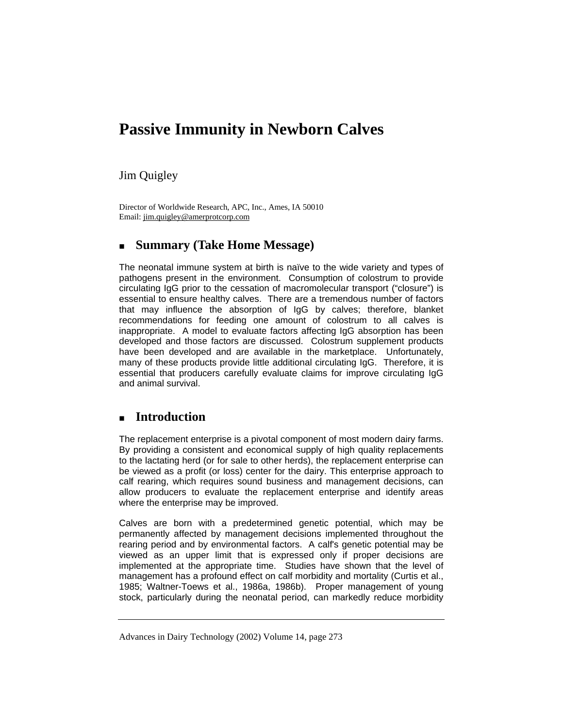# Passive Immunity in Newborn Calves

Jim Quigley

Director of Worldwide Research, APC, Inc., Ames, IA 50010
Email: jim.quigley@amerprotcorp.com

## Summary (Take Home Message)

The neonatal immune system at birth is naïve to the wide variety and types of pathogens present in the environment. Consumption of colostrum to provide circulating IgG prior to the cessation of macromolecular transport ("closure") is essential to ensure healthy calves. There are a tremendous number of factors that may influence the absorption of IgG by calves; therefore, blanket recommendations for feeding one amount of colostrum to all calves is inappropriate. A model to evaluate factors affecting IgG absorption has been developed and those factors are discussed. Colostrum supplement products have been developed and are available in the marketplace. Unfortunately, many of these products provide little additional circulating IgG. Therefore, it is essential that producers carefully evaluate claims for improve circulating IgG and animal survival.

## Introduction

The replacement enterprise is a pivotal component of most modern dairy farms. By providing a consistent and economical supply of high quality replacements to the lactating herd (or for sale to other herds), the replacement enterprise can be viewed as a profit (or loss) center for the dairy. This enterprise approach to calf rearing, which requires sound business and management decisions, can allow producers to evaluate the replacement enterprise and identify areas where the enterprise may be improved.

Calves are born with a predetermined genetic potential, which may be permanently affected by management decisions implemented throughout the rearing period and by environmental factors. A calf's genetic potential may be viewed as an upper limit that is expressed only if proper decisions are implemented at the appropriate time. Studies have shown that the level of management has a profound effect on calf morbidity and mortality (Curtis et al., 1985; Waltner-Toews et al., 1986a, 1986b). Proper management of young stock, particularly during the neonatal period, can markedly reduce morbidity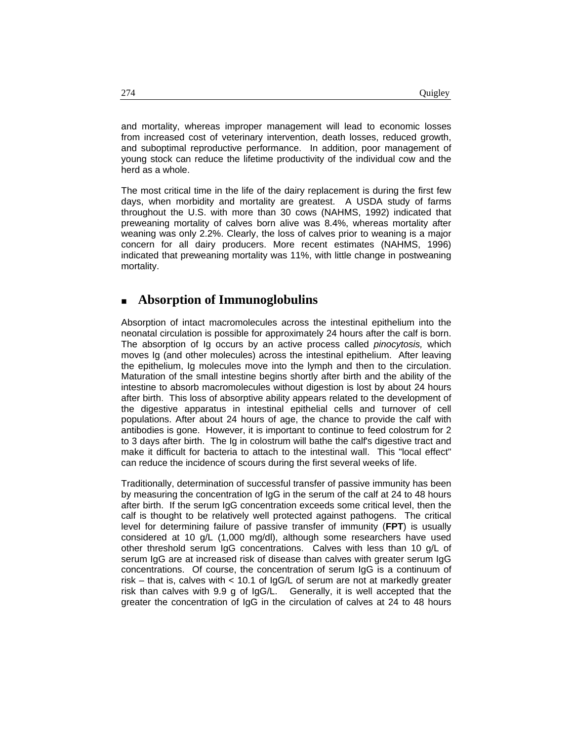and mortality, whereas improper management will lead to economic losses from increased cost of veterinary intervention, death losses, reduced growth, and suboptimal reproductive performance. In addition, poor management of young stock can reduce the lifetime productivity of the individual cow and the herd as a whole.

The most critical time in the life of the dairy replacement is during the first few days, when morbidity and mortality are greatest. A USDA study of farms throughout the U.S. with more than 30 cows (NAHMS, 1992) indicated that preweaning mortality of calves born alive was 8.4%, whereas mortality after weaning was only 2.2%. Clearly, the loss of calves prior to weaning is a major concern for all dairy producers. More recent estimates (NAHMS, 1996) indicated that preweaning mortality was 11%, with little change in postweaning mortality.

## Absorption of Immunoglobulins

Absorption of intact macromolecules across the intestinal epithelium into the neonatal circulation is possible for approximately 24 hours after the calf is born. The absorption of Ig occurs by an active process called *pinocytosis,* which moves Ig (and other molecules) across the intestinal epithelium. After leaving the epithelium, Ig molecules move into the lymph and then to the circulation. Maturation of the small intestine begins shortly after birth and the ability of the intestine to absorb macromolecules without digestion is lost by about 24 hours after birth. This loss of absorptive ability appears related to the development of the digestive apparatus in intestinal epithelial cells and turnover of cell populations. After about 24 hours of age, the chance to provide the calf with antibodies is gone. However, it is important to continue to feed colostrum for 2 to 3 days after birth. The Ig in colostrum will bathe the calf's digestive tract and make it difficult for bacteria to attach to the intestinal wall. This "local effect" can reduce the incidence of scours during the first several weeks of life.

Traditionally, determination of successful transfer of passive immunity has been by measuring the concentration of IgG in the serum of the calf at 24 to 48 hours after birth. If the serum IgG concentration exceeds some critical level, then the calf is thought to be relatively well protected against pathogens. The critical level for determining failure of passive transfer of immunity (**FPT**) is usually considered at 10 g/L (1,000 mg/dl), although some researchers have used other threshold serum IgG concentrations. Calves with less than 10 g/L of serum IgG are at increased risk of disease than calves with greater serum IgG concentrations. Of course, the concentration of serum IgG is a continuum of risk – that is, calves with < 10.1 of IgG/L of serum are not at markedly greater risk than calves with 9.9 g of IgG/L. Generally, it is well accepted that the greater the concentration of IgG in the circulation of calves at 24 to 48 hours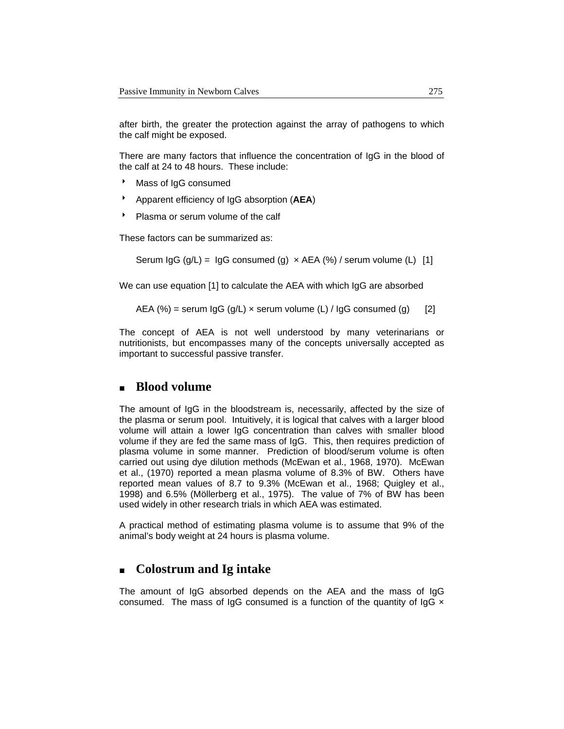after birth, the greater the protection against the array of pathogens to which the calf might be exposed.

There are many factors that influence the concentration of IgG in the blood of the calf at 24 to 48 hours. These include:

- Mass of IgG consumed
- Apparent efficiency of IgG absorption (**AEA**)
- Plasma or serum volume of the calf

These factors can be summarized as:

$$\text{Serum IgG (g/L)} = \text{IgG consumed (g)} \times \text{AEA (\%)} / \text{serum volume (L)} \quad [1]$$

We can use equation [1] to calculate the AEA with which IgG are absorbed

$$\text{AEA (\%)} = \text{serum IgG (g/L)} \times \text{serum volume (L)} / \text{IgG consumed (g)} \quad [2]$$

The concept of AEA is not well understood by many veterinarians or nutritionists, but encompasses many of the concepts universally accepted as important to successful passive transfer.

## Blood volume

The amount of IgG in the bloodstream is, necessarily, affected by the size of the plasma or serum pool. Intuitively, it is logical that calves with a larger blood volume will attain a lower IgG concentration than calves with smaller blood volume if they are fed the same mass of IgG. This, then requires prediction of plasma volume in some manner. Prediction of blood/serum volume is often carried out using dye dilution methods (McEwan et al., 1968, 1970). McEwan et al., (1970) reported a mean plasma volume of 8.3% of BW. Others have reported mean values of 8.7 to 9.3% (McEwan et al., 1968; Quigley et al., 1998) and 6.5% (Möllerberg et al., 1975). The value of 7% of BW has been used widely in other research trials in which AEA was estimated.

A practical method of estimating plasma volume is to assume that 9% of the animal's body weight at 24 hours is plasma volume.

## Colostrum and Ig intake

The amount of IgG absorbed depends on the AEA and the mass of IgG consumed. The mass of IgG consumed is a function of the quantity of IgG ×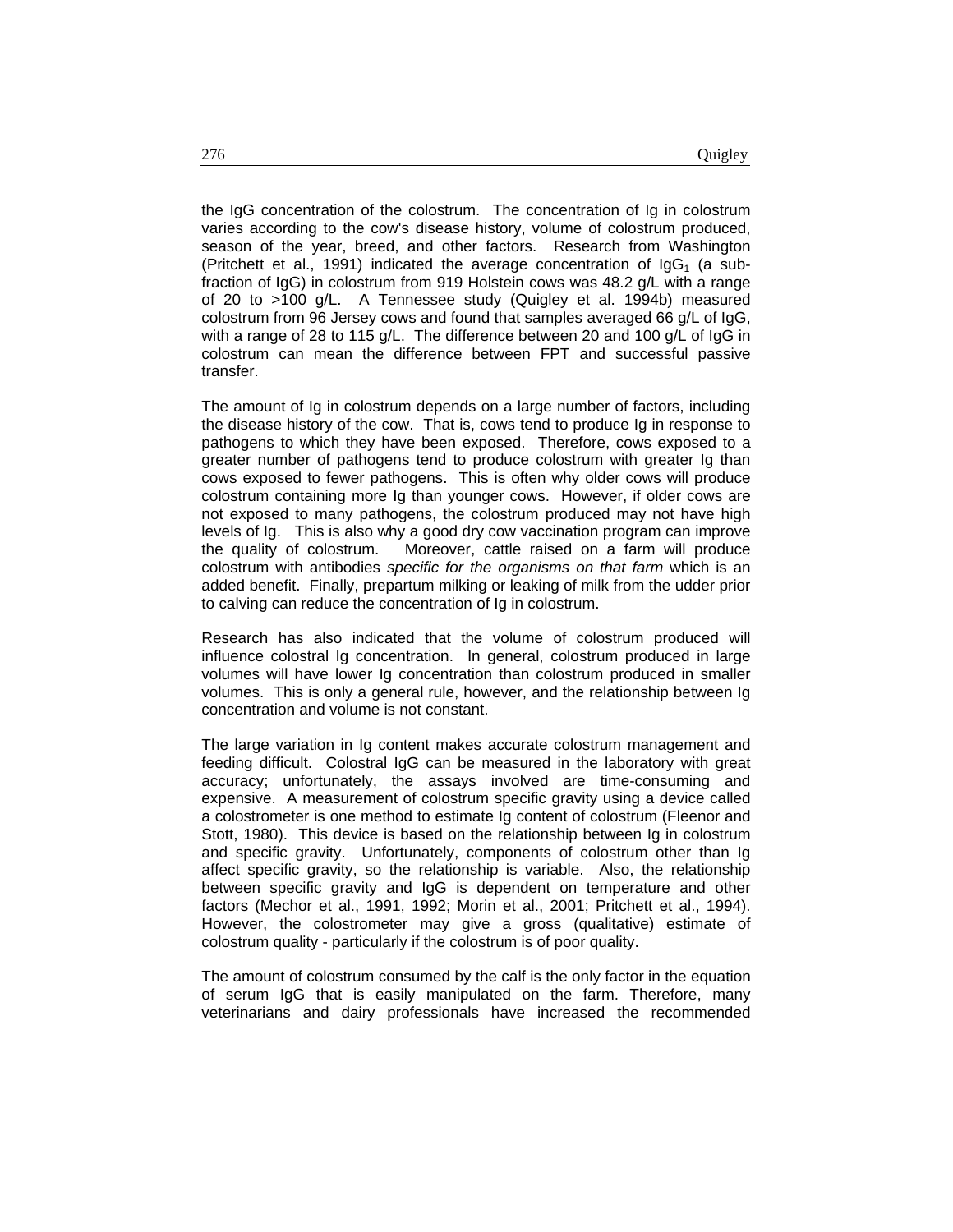the IgG concentration of the colostrum. The concentration of Ig in colostrum varies according to the cow's disease history, volume of colostrum produced, season of the year, breed, and other factors. Research from Washington (Pritchett et al., 1991) indicated the average concentration of $IgG_1$ (a sub-fraction of IgG) in colostrum from 919 Holstein cows was 48.2 g/L with a range of 20 to >100 g/L. A Tennessee study (Quigley et al. 1994b) measured colostrum from 96 Jersey cows and found that samples averaged 66 g/L of IgG, with a range of 28 to 115 g/L. The difference between 20 and 100 g/L of IgG in colostrum can mean the difference between FPT and successful passive transfer.

The amount of Ig in colostrum depends on a large number of factors, including the disease history of the cow. That is, cows tend to produce Ig in response to pathogens to which they have been exposed. Therefore, cows exposed to a greater number of pathogens tend to produce colostrum with greater Ig than cows exposed to fewer pathogens. This is often why older cows will produce colostrum containing more Ig than younger cows. However, if older cows are not exposed to many pathogens, the colostrum produced may not have high levels of Ig. This is also why a good dry cow vaccination program can improve the quality of colostrum. Moreover, cattle raised on a farm will produce colostrum with antibodies *specific for the organisms on that farm* which is an added benefit. Finally, prepartum milking or leaking of milk from the udder prior to calving can reduce the concentration of Ig in colostrum.

Research has also indicated that the volume of colostrum produced will influence colostral Ig concentration. In general, colostrum produced in large volumes will have lower Ig concentration than colostrum produced in smaller volumes. This is only a general rule, however, and the relationship between Ig concentration and volume is not constant.

The large variation in Ig content makes accurate colostrum management and feeding difficult. Colostral IgG can be measured in the laboratory with great accuracy; unfortunately, the assays involved are time-consuming and expensive. A measurement of colostrum specific gravity using a device called a colostrometer is one method to estimate Ig content of colostrum (Fleenor and Stott, 1980). This device is based on the relationship between Ig in colostrum and specific gravity. Unfortunately, components of colostrum other than Ig affect specific gravity, so the relationship is variable. Also, the relationship between specific gravity and IgG is dependent on temperature and other factors (Mechor et al., 1991, 1992; Morin et al., 2001; Pritchett et al., 1994). However, the colostrometer may give a gross (qualitative) estimate of colostrum quality - particularly if the colostrum is of poor quality.

The amount of colostrum consumed by the calf is the only factor in the equation of serum IgG that is easily manipulated on the farm. Therefore, many veterinarians and dairy professionals have increased the recommended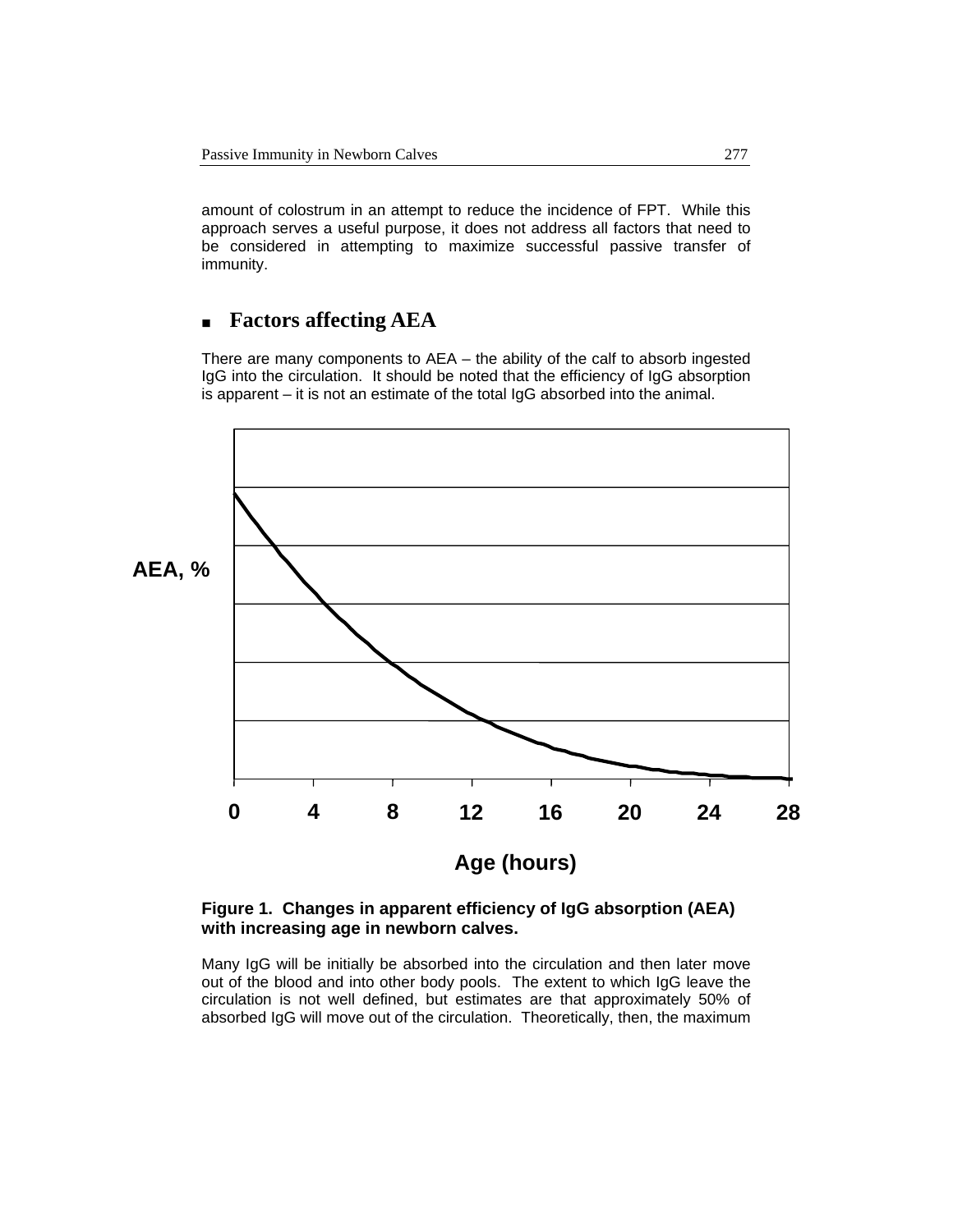amount of colostrum in an attempt to reduce the incidence of FPT. While this approach serves a useful purpose, it does not address all factors that need to be considered in attempting to maximize successful passive transfer of immunity.

## Factors affecting AEA

There are many components to AEA – the ability of the calf to absorb ingested IgG into the circulation. It should be noted that the efficiency of IgG absorption is apparent – it is not an estimate of the total IgG absorbed into the animal.

**Figure 1. Changes in apparent efficiency of IgG absorption (AEA) with increasing age in newborn calves.**

Many IgG will be initially be absorbed into the circulation and then later move out of the blood and into other body pools. The extent to which IgG leave the circulation is not well defined, but estimates are that approximately 50% of absorbed IgG will move out of the circulation. Theoretically, then, the maximum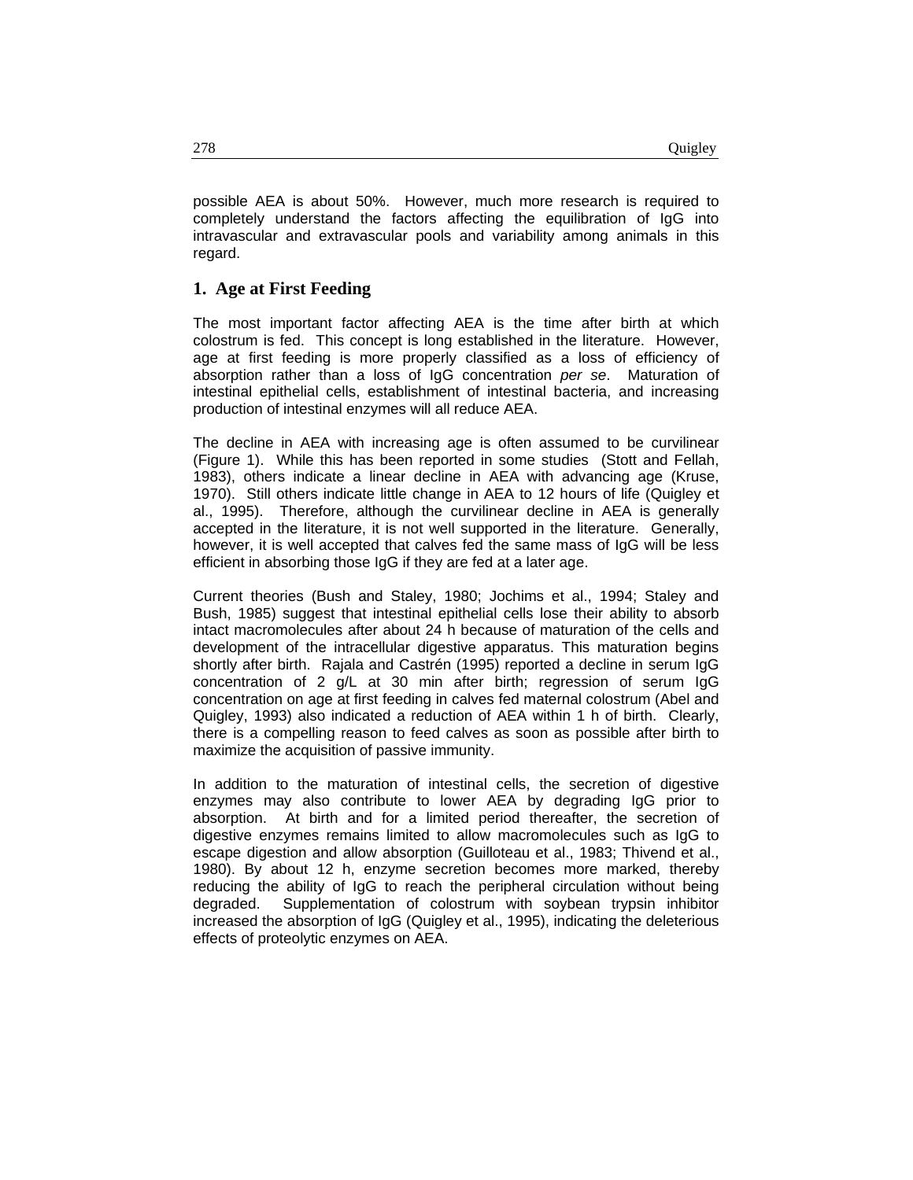possible AEA is about 50%. However, much more research is required to completely understand the factors affecting the equilibration of IgG into intravascular and extravascular pools and variability among animals in this regard.

## 1. Age at First Feeding

The most important factor affecting AEA is the time after birth at which colostrum is fed. This concept is long established in the literature. However, age at first feeding is more properly classified as a loss of efficiency of absorption rather than a loss of IgG concentration *per se*. Maturation of intestinal epithelial cells, establishment of intestinal bacteria, and increasing production of intestinal enzymes will all reduce AEA.

The decline in AEA with increasing age is often assumed to be curvilinear (Figure 1). While this has been reported in some studies (Stott and Fellah, 1983), others indicate a linear decline in AEA with advancing age (Kruse, 1970). Still others indicate little change in AEA to 12 hours of life (Quigley et al., 1995). Therefore, although the curvilinear decline in AEA is generally accepted in the literature, it is not well supported in the literature. Generally, however, it is well accepted that calves fed the same mass of IgG will be less efficient in absorbing those IgG if they are fed at a later age.

Current theories (Bush and Staley, 1980; Jochims et al., 1994; Staley and Bush, 1985) suggest that intestinal epithelial cells lose their ability to absorb intact macromolecules after about 24 h because of maturation of the cells and development of the intracellular digestive apparatus. This maturation begins shortly after birth. Rajala and Castrén (1995) reported a decline in serum IgG concentration of 2 g/L at 30 min after birth; regression of serum IgG concentration on age at first feeding in calves fed maternal colostrum (Abel and Quigley, 1993) also indicated a reduction of AEA within 1 h of birth. Clearly, there is a compelling reason to feed calves as soon as possible after birth to maximize the acquisition of passive immunity.

In addition to the maturation of intestinal cells, the secretion of digestive enzymes may also contribute to lower AEA by degrading IgG prior to absorption. At birth and for a limited period thereafter, the secretion of digestive enzymes remains limited to allow macromolecules such as IgG to escape digestion and allow absorption (Guilloteau et al., 1983; Thivend et al., 1980). By about 12 h, enzyme secretion becomes more marked, thereby reducing the ability of IgG to reach the peripheral circulation without being degraded. Supplementation of colostrum with soybean trypsin inhibitor increased the absorption of IgG (Quigley et al., 1995), indicating the deleterious effects of proteolytic enzymes on AEA.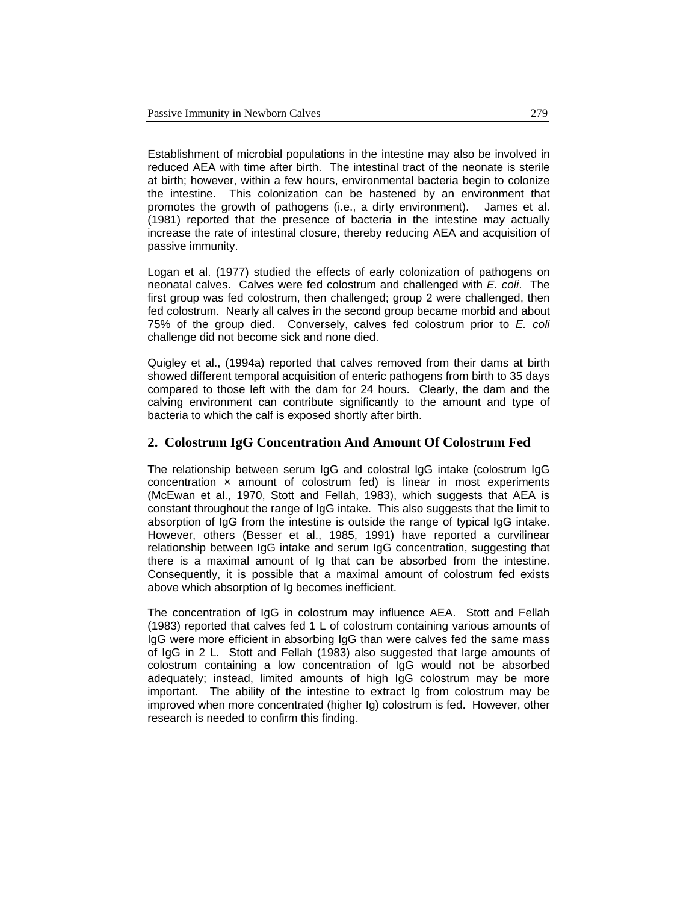Establishment of microbial populations in the intestine may also be involved in reduced AEA with time after birth. The intestinal tract of the neonate is sterile at birth; however, within a few hours, environmental bacteria begin to colonize the intestine. This colonization can be hastened by an environment that promotes the growth of pathogens (i.e., a dirty environment). James et al. (1981) reported that the presence of bacteria in the intestine may actually increase the rate of intestinal closure, thereby reducing AEA and acquisition of passive immunity.

Logan et al. (1977) studied the effects of early colonization of pathogens on neonatal calves. Calves were fed colostrum and challenged with *E. coli*. The first group was fed colostrum, then challenged; group 2 were challenged, then fed colostrum. Nearly all calves in the second group became morbid and about 75% of the group died. Conversely, calves fed colostrum prior to *E. coli* challenge did not become sick and none died.

Quigley et al., (1994a) reported that calves removed from their dams at birth showed different temporal acquisition of enteric pathogens from birth to 35 days compared to those left with the dam for 24 hours. Clearly, the dam and the calving environment can contribute significantly to the amount and type of bacteria to which the calf is exposed shortly after birth.

## 2. Colostrum IgG Concentration And Amount Of Colostrum Fed

The relationship between serum IgG and colostral IgG intake (colostrum IgG concentration × amount of colostrum fed) is linear in most experiments (McEwan et al., 1970, Stott and Fellah, 1983), which suggests that AEA is constant throughout the range of IgG intake. This also suggests that the limit to absorption of IgG from the intestine is outside the range of typical IgG intake. However, others (Besser et al., 1985, 1991) have reported a curvilinear relationship between IgG intake and serum IgG concentration, suggesting that there is a maximal amount of Ig that can be absorbed from the intestine. Consequently, it is possible that a maximal amount of colostrum fed exists above which absorption of Ig becomes inefficient.

The concentration of IgG in colostrum may influence AEA. Stott and Fellah (1983) reported that calves fed 1 L of colostrum containing various amounts of IgG were more efficient in absorbing IgG than were calves fed the same mass of IgG in 2 L. Stott and Fellah (1983) also suggested that large amounts of colostrum containing a low concentration of IgG would not be absorbed adequately; instead, limited amounts of high IgG colostrum may be more important. The ability of the intestine to extract Ig from colostrum may be improved when more concentrated (higher Ig) colostrum is fed. However, other research is needed to confirm this finding.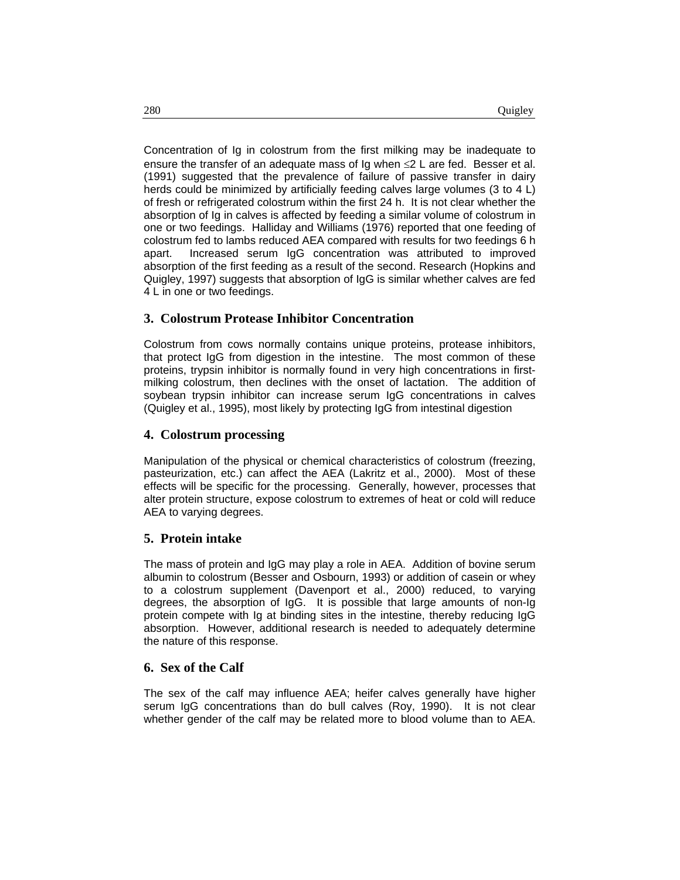Concentration of Ig in colostrum from the first milking may be inadequate to ensure the transfer of an adequate mass of Ig when ≤2 L are fed. Besser et al. (1991) suggested that the prevalence of failure of passive transfer in dairy herds could be minimized by artificially feeding calves large volumes (3 to 4 L) of fresh or refrigerated colostrum within the first 24 h. It is not clear whether the absorption of Ig in calves is affected by feeding a similar volume of colostrum in one or two feedings. Halliday and Williams (1976) reported that one feeding of colostrum fed to lambs reduced AEA compared with results for two feedings 6 h apart. Increased serum IgG concentration was attributed to improved absorption of the first feeding as a result of the second. Research (Hopkins and Quigley, 1997) suggests that absorption of IgG is similar whether calves are fed 4 L in one or two feedings.

### 3. Colostrum Protease Inhibitor Concentration

Colostrum from cows normally contains unique proteins, protease inhibitors, that protect IgG from digestion in the intestine. The most common of these proteins, trypsin inhibitor is normally found in very high concentrations in first-milking colostrum, then declines with the onset of lactation. The addition of soybean trypsin inhibitor can increase serum IgG concentrations in calves (Quigley et al., 1995), most likely by protecting IgG from intestinal digestion

### 4. Colostrum processing

Manipulation of the physical or chemical characteristics of colostrum (freezing, pasteurization, etc.) can affect the AEA (Lakritz et al., 2000). Most of these effects will be specific for the processing. Generally, however, processes that alter protein structure, expose colostrum to extremes of heat or cold will reduce AEA to varying degrees.

### 5. Protein intake

The mass of protein and IgG may play a role in AEA. Addition of bovine serum albumin to colostrum (Besser and Osbourn, 1993) or addition of casein or whey to a colostrum supplement (Davenport et al., 2000) reduced, to varying degrees, the absorption of IgG. It is possible that large amounts of non-Ig protein compete with Ig at binding sites in the intestine, thereby reducing IgG absorption. However, additional research is needed to adequately determine the nature of this response.

### 6. Sex of the Calf

The sex of the calf may influence AEA; heifer calves generally have higher serum IgG concentrations than do bull calves (Roy, 1990). It is not clear whether gender of the calf may be related more to blood volume than to AEA.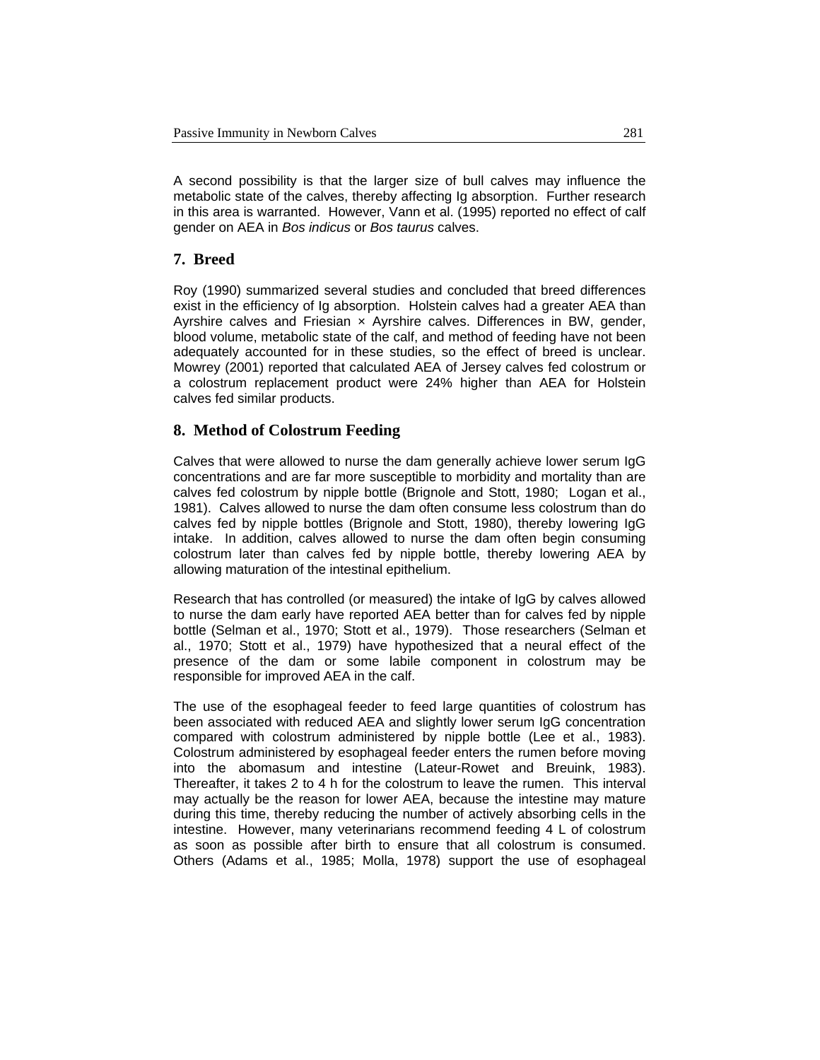A second possibility is that the larger size of bull calves may influence the metabolic state of the calves, thereby affecting Ig absorption. Further research in this area is warranted. However, Vann et al. (1995) reported no effect of calf gender on AEA in *Bos indicus* or *Bos taurus* calves.

## 7. Breed

Roy (1990) summarized several studies and concluded that breed differences exist in the efficiency of Ig absorption. Holstein calves had a greater AEA than Ayrshire calves and Friesian × Ayrshire calves. Differences in BW, gender, blood volume, metabolic state of the calf, and method of feeding have not been adequately accounted for in these studies, so the effect of breed is unclear. Mowrey (2001) reported that calculated AEA of Jersey calves fed colostrum or a colostrum replacement product were 24% higher than AEA for Holstein calves fed similar products.

## 8. Method of Colostrum Feeding

Calves that were allowed to nurse the dam generally achieve lower serum IgG concentrations and are far more susceptible to morbidity and mortality than are calves fed colostrum by nipple bottle (Brignole and Stott, 1980; Logan et al., 1981). Calves allowed to nurse the dam often consume less colostrum than do calves fed by nipple bottles (Brignole and Stott, 1980), thereby lowering IgG intake. In addition, calves allowed to nurse the dam often begin consuming colostrum later than calves fed by nipple bottle, thereby lowering AEA by allowing maturation of the intestinal epithelium.

Research that has controlled (or measured) the intake of IgG by calves allowed to nurse the dam early have reported AEA better than for calves fed by nipple bottle (Selman et al., 1970; Stott et al., 1979). Those researchers (Selman et al., 1970; Stott et al., 1979) have hypothesized that a neural effect of the presence of the dam or some labile component in colostrum may be responsible for improved AEA in the calf.

The use of the esophageal feeder to feed large quantities of colostrum has been associated with reduced AEA and slightly lower serum IgG concentration compared with colostrum administered by nipple bottle (Lee et al., 1983). Colostrum administered by esophageal feeder enters the rumen before moving into the abomasum and intestine (Lateur-Rowet and Breuink, 1983). Thereafter, it takes 2 to 4 h for the colostrum to leave the rumen. This interval may actually be the reason for lower AEA, because the intestine may mature during this time, thereby reducing the number of actively absorbing cells in the intestine. However, many veterinarians recommend feeding 4 L of colostrum as soon as possible after birth to ensure that all colostrum is consumed. Others (Adams et al., 1985; Molla, 1978) support the use of esophageal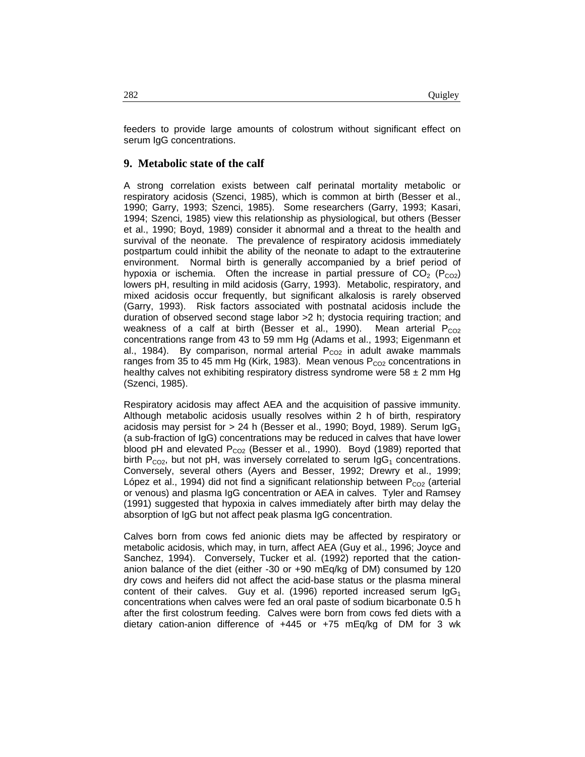feeders to provide large amounts of colostrum without significant effect on serum IgG concentrations.

## 9. Metabolic state of the calf

A strong correlation exists between calf perinatal mortality metabolic or respiratory acidosis (Szenci, 1985), which is common at birth (Besser et al., 1990; Garry, 1993; Szenci, 1985). Some researchers (Garry, 1993; Kasari, 1994; Szenci, 1985) view this relationship as physiological, but others (Besser et al., 1990; Boyd, 1989) consider it abnormal and a threat to the health and survival of the neonate. The prevalence of respiratory acidosis immediately postpartum could inhibit the ability of the neonate to adapt to the extrauterine environment. Normal birth is generally accompanied by a brief period of hypoxia or ischemia. Often the increase in partial pressure of $CO_2$ ($P_{CO2}$) lowers pH, resulting in mild acidosis (Garry, 1993). Metabolic, respiratory, and mixed acidosis occur frequently, but significant alkalosis is rarely observed (Garry, 1993). Risk factors associated with postnatal acidosis include the duration of observed second stage labor >2 h; dystocia requiring traction; and weakness of a calf at birth (Besser et al., 1990). Mean arterial $P_{CO2}$ concentrations range from 43 to 59 mm Hg (Adams et al., 1993; Eigenmann et al., 1984). By comparison, normal arterial $P_{CO2}$ in adult awake mammals ranges from 35 to 45 mm Hg (Kirk, 1983). Mean venous $P_{CO2}$ concentrations in healthy calves not exhibiting respiratory distress syndrome were 58 ± 2 mm Hg (Szenci, 1985).

Respiratory acidosis may affect AEA and the acquisition of passive immunity. Although metabolic acidosis usually resolves within 2 h of birth, respiratory acidosis may persist for > 24 h (Besser et al., 1990; Boyd, 1989). Serum $IgG_1$ (a sub-fraction of IgG) concentrations may be reduced in calves that have lower blood pH and elevated $P_{CO2}$ (Besser et al., 1990). Boyd (1989) reported that birth $P_{CO2}$, but not pH, was inversely correlated to serum $IgG_1$ concentrations. Conversely, several others (Ayers and Besser, 1992; Drewry et al., 1999; López et al., 1994) did not find a significant relationship between $P_{CO2}$ (arterial or venous) and plasma IgG concentration or AEA in calves. Tyler and Ramsey (1991) suggested that hypoxia in calves immediately after birth may delay the absorption of IgG but not affect peak plasma IgG concentration.

Calves born from cows fed anionic diets may be affected by respiratory or metabolic acidosis, which may, in turn, affect AEA (Guy et al., 1996; Joyce and Sanchez, 1994). Conversely, Tucker et al. (1992) reported that the cation-anion balance of the diet (either -30 or +90 mEq/kg of DM) consumed by 120 dry cows and heifers did not affect the acid-base status or the plasma mineral content of their calves. Guy et al. (1996) reported increased serum $IgG_1$ concentrations when calves were fed an oral paste of sodium bicarbonate 0.5 h after the first colostrum feeding. Calves were born from cows fed diets with a dietary cation-anion difference of +445 or +75 mEq/kg of DM for 3 wk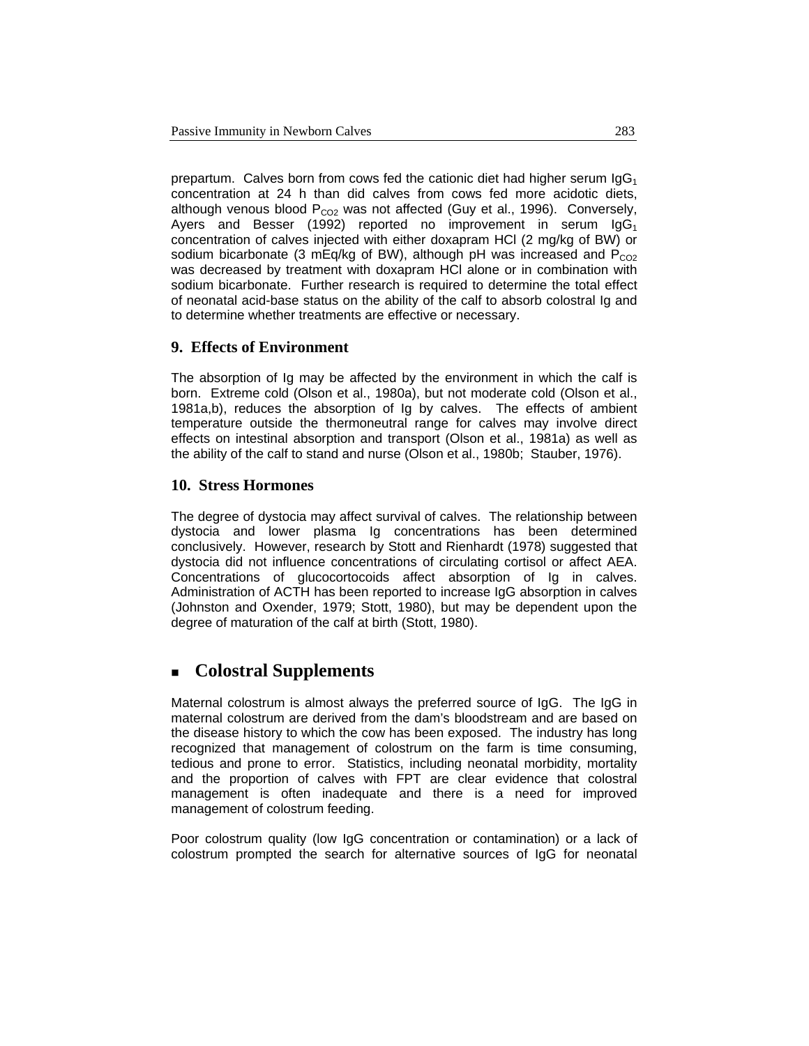prepartum. Calves born from cows fed the cationic diet had higher serum $IgG_1$ concentration at 24 h than did calves from cows fed more acidotic diets, although venous blood $P_{CO2}$ was not affected (Guy et al., 1996). Conversely, Ayers and Besser (1992) reported no improvement in serum $IgG_1$ concentration of calves injected with either doxapram HCl (2 mg/kg of BW) or sodium bicarbonate (3 mEq/kg of BW), although pH was increased and $P_{CO2}$ was decreased by treatment with doxapram HCl alone or in combination with sodium bicarbonate. Further research is required to determine the total effect of neonatal acid-base status on the ability of the calf to absorb colostral Ig and to determine whether treatments are effective or necessary.

### 9. Effects of Environment

The absorption of Ig may be affected by the environment in which the calf is born. Extreme cold (Olson et al., 1980a), but not moderate cold (Olson et al., 1981a,b), reduces the absorption of Ig by calves. The effects of ambient temperature outside the thermoneutral range for calves may involve direct effects on intestinal absorption and transport (Olson et al., 1981a) as well as the ability of the calf to stand and nurse (Olson et al., 1980b; Stauber, 1976).

### 10. Stress Hormones

The degree of dystocia may affect survival of calves. The relationship between dystocia and lower plasma Ig concentrations has been determined conclusively. However, research by Stott and Rienhardt (1978) suggested that dystocia did not influence concentrations of circulating cortisol or affect AEA. Concentrations of glucocortocoids affect absorption of Ig in calves. Administration of ACTH has been reported to increase IgG absorption in calves (Johnston and Oxender, 1979; Stott, 1980), but may be dependent upon the degree of maturation of the calf at birth (Stott, 1980).

## Colostral Supplements

Maternal colostrum is almost always the preferred source of IgG. The IgG in maternal colostrum are derived from the dam's bloodstream and are based on the disease history to which the cow has been exposed. The industry has long recognized that management of colostrum on the farm is time consuming, tedious and prone to error. Statistics, including neonatal morbidity, mortality and the proportion of calves with FPT are clear evidence that colostral management is often inadequate and there is a need for improved management of colostrum feeding.

Poor colostrum quality (low IgG concentration or contamination) or a lack of colostrum prompted the search for alternative sources of IgG for neonatal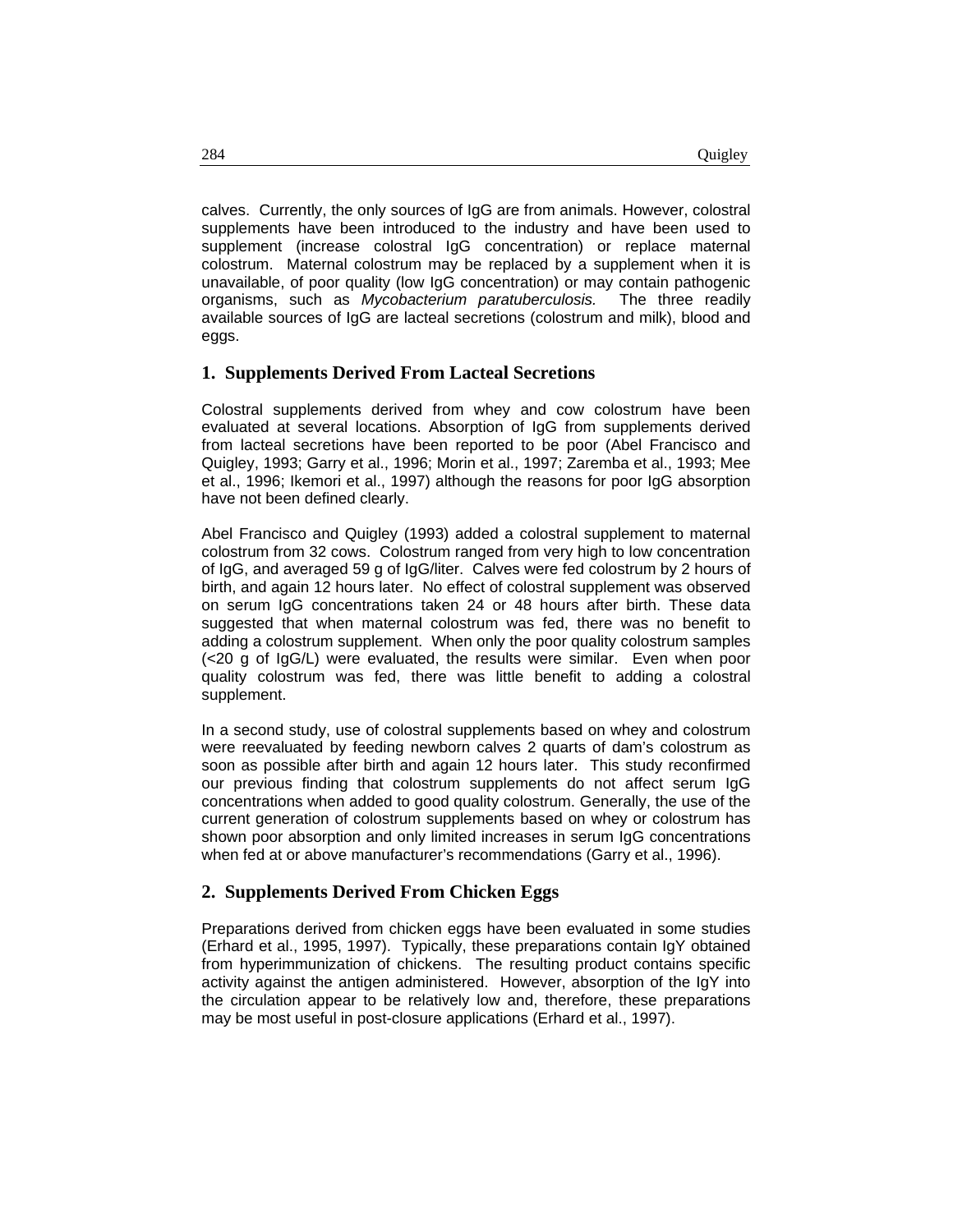calves. Currently, the only sources of IgG are from animals. However, colostral supplements have been introduced to the industry and have been used to supplement (increase colostral IgG concentration) or replace maternal colostrum. Maternal colostrum may be replaced by a supplement when it is unavailable, of poor quality (low IgG concentration) or may contain pathogenic organisms, such as *Mycobacterium paratuberculosis.* The three readily available sources of IgG are lacteal secretions (colostrum and milk), blood and eggs.

## 1. Supplements Derived From Lacteal Secretions

Colostral supplements derived from whey and cow colostrum have been evaluated at several locations. Absorption of IgG from supplements derived from lacteal secretions have been reported to be poor (Abel Francisco and Quigley, 1993; Garry et al., 1996; Morin et al., 1997; Zaremba et al., 1993; Mee et al., 1996; Ikemori et al., 1997) although the reasons for poor IgG absorption have not been defined clearly.

Abel Francisco and Quigley (1993) added a colostral supplement to maternal colostrum from 32 cows. Colostrum ranged from very high to low concentration of IgG, and averaged 59 g of IgG/liter. Calves were fed colostrum by 2 hours of birth, and again 12 hours later. No effect of colostral supplement was observed on serum IgG concentrations taken 24 or 48 hours after birth. These data suggested that when maternal colostrum was fed, there was no benefit to adding a colostrum supplement. When only the poor quality colostrum samples (<20 g of IgG/L) were evaluated, the results were similar. Even when poor quality colostrum was fed, there was little benefit to adding a colostral supplement.

In a second study, use of colostral supplements based on whey and colostrum were reevaluated by feeding newborn calves 2 quarts of dam's colostrum as soon as possible after birth and again 12 hours later. This study reconfirmed our previous finding that colostrum supplements do not affect serum IgG concentrations when added to good quality colostrum. Generally, the use of the current generation of colostrum supplements based on whey or colostrum has shown poor absorption and only limited increases in serum IgG concentrations when fed at or above manufacturer's recommendations (Garry et al., 1996).

## 2. Supplements Derived From Chicken Eggs

Preparations derived from chicken eggs have been evaluated in some studies (Erhard et al., 1995, 1997). Typically, these preparations contain IgY obtained from hyperimmunization of chickens. The resulting product contains specific activity against the antigen administered. However, absorption of the IgY into the circulation appear to be relatively low and, therefore, these preparations may be most useful in post-closure applications (Erhard et al., 1997).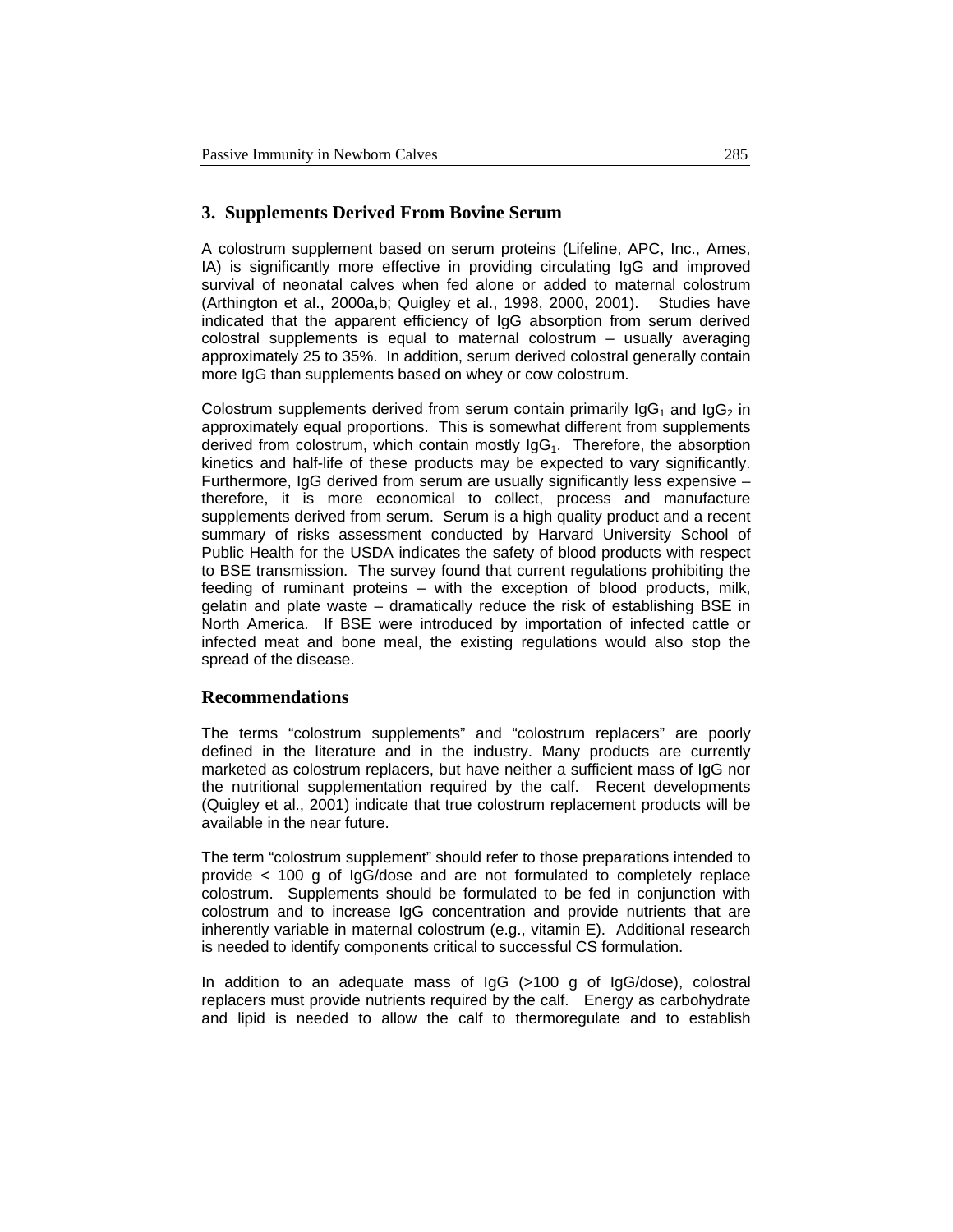## 3. Supplements Derived From Bovine Serum

A colostrum supplement based on serum proteins (Lifeline, APC, Inc., Ames, IA) is significantly more effective in providing circulating IgG and improved survival of neonatal calves when fed alone or added to maternal colostrum (Arthington et al., 2000a,b; Quigley et al., 1998, 2000, 2001). Studies have indicated that the apparent efficiency of IgG absorption from serum derived colostral supplements is equal to maternal colostrum – usually averaging approximately 25 to 35%. In addition, serum derived colostral generally contain more IgG than supplements based on whey or cow colostrum.

Colostrum supplements derived from serum contain primarily $IgG_1$ and $IgG_2$ in approximately equal proportions. This is somewhat different from supplements derived from colostrum, which contain mostly $IgG_1$. Therefore, the absorption kinetics and half-life of these products may be expected to vary significantly. Furthermore, IgG derived from serum are usually significantly less expensive – therefore, it is more economical to collect, process and manufacture supplements derived from serum. Serum is a high quality product and a recent summary of risks assessment conducted by Harvard University School of Public Health for the USDA indicates the safety of blood products with respect to BSE transmission. The survey found that current regulations prohibiting the feeding of ruminant proteins – with the exception of blood products, milk, gelatin and plate waste – dramatically reduce the risk of establishing BSE in North America. If BSE were introduced by importation of infected cattle or infected meat and bone meal, the existing regulations would also stop the spread of the disease.

## Recommendations

The terms "colostrum supplements" and "colostrum replacers" are poorly defined in the literature and in the industry. Many products are currently marketed as colostrum replacers, but have neither a sufficient mass of IgG nor the nutritional supplementation required by the calf. Recent developments (Quigley et al., 2001) indicate that true colostrum replacement products will be available in the near future.

The term "colostrum supplement" should refer to those preparations intended to provide < 100 g of IgG/dose and are not formulated to completely replace colostrum. Supplements should be formulated to be fed in conjunction with colostrum and to increase IgG concentration and provide nutrients that are inherently variable in maternal colostrum (e.g., vitamin E). Additional research is needed to identify components critical to successful CS formulation.

In addition to an adequate mass of IgG (>100 g of IgG/dose), colostral replacers must provide nutrients required by the calf. Energy as carbohydrate and lipid is needed to allow the calf to thermoregulate and to establish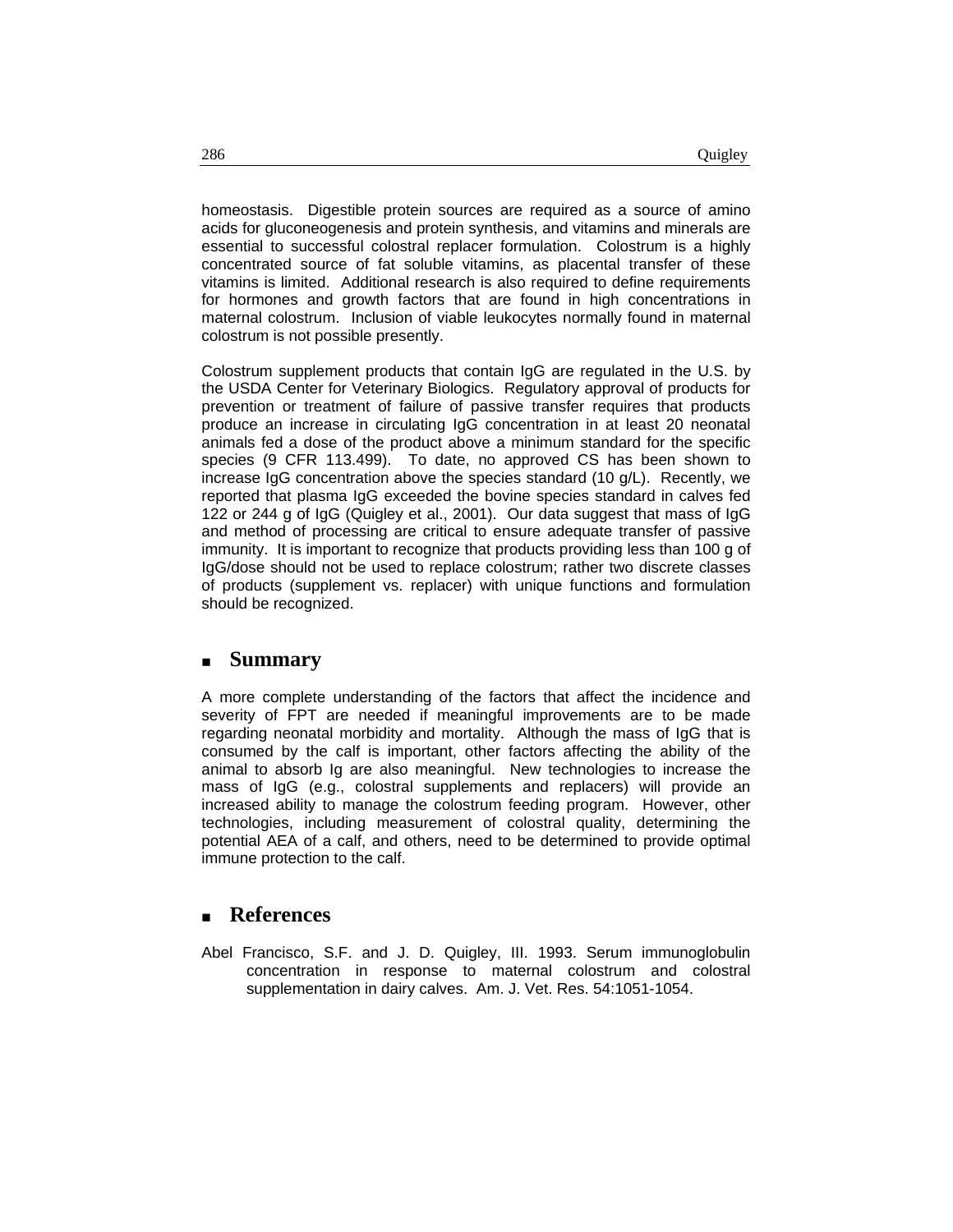homeostasis. Digestible protein sources are required as a source of amino acids for gluconeogenesis and protein synthesis, and vitamins and minerals are essential to successful colostral replacer formulation. Colostrum is a highly concentrated source of fat soluble vitamins, as placental transfer of these vitamins is limited. Additional research is also required to define requirements for hormones and growth factors that are found in high concentrations in maternal colostrum. Inclusion of viable leukocytes normally found in maternal colostrum is not possible presently.

Colostrum supplement products that contain IgG are regulated in the U.S. by the USDA Center for Veterinary Biologics. Regulatory approval of products for prevention or treatment of failure of passive transfer requires that products produce an increase in circulating IgG concentration in at least 20 neonatal animals fed a dose of the product above a minimum standard for the specific species (9 CFR 113.499). To date, no approved CS has been shown to increase IgG concentration above the species standard (10 g/L). Recently, we reported that plasma IgG exceeded the bovine species standard in calves fed 122 or 244 g of IgG (Quigley et al., 2001). Our data suggest that mass of IgG and method of processing are critical to ensure adequate transfer of passive immunity. It is important to recognize that products providing less than 100 g of IgG/dose should not be used to replace colostrum; rather two discrete classes of products (supplement vs. replacer) with unique functions and formulation should be recognized.

## Summary

A more complete understanding of the factors that affect the incidence and severity of FPT are needed if meaningful improvements are to be made regarding neonatal morbidity and mortality. Although the mass of IgG that is consumed by the calf is important, other factors affecting the ability of the animal to absorb Ig are also meaningful. New technologies to increase the mass of IgG (e.g., colostral supplements and replacers) will provide an increased ability to manage the colostrum feeding program. However, other technologies, including measurement of colostral quality, determining the potential AEA of a calf, and others, need to be determined to provide optimal immune protection to the calf.

## References

Abel Francisco, S.F. and J. D. Quigley, III. 1993. Serum immunoglobulin concentration in response to maternal colostrum and colostral supplementation in dairy calves. Am. J. Vet. Res. 54:1051-1054.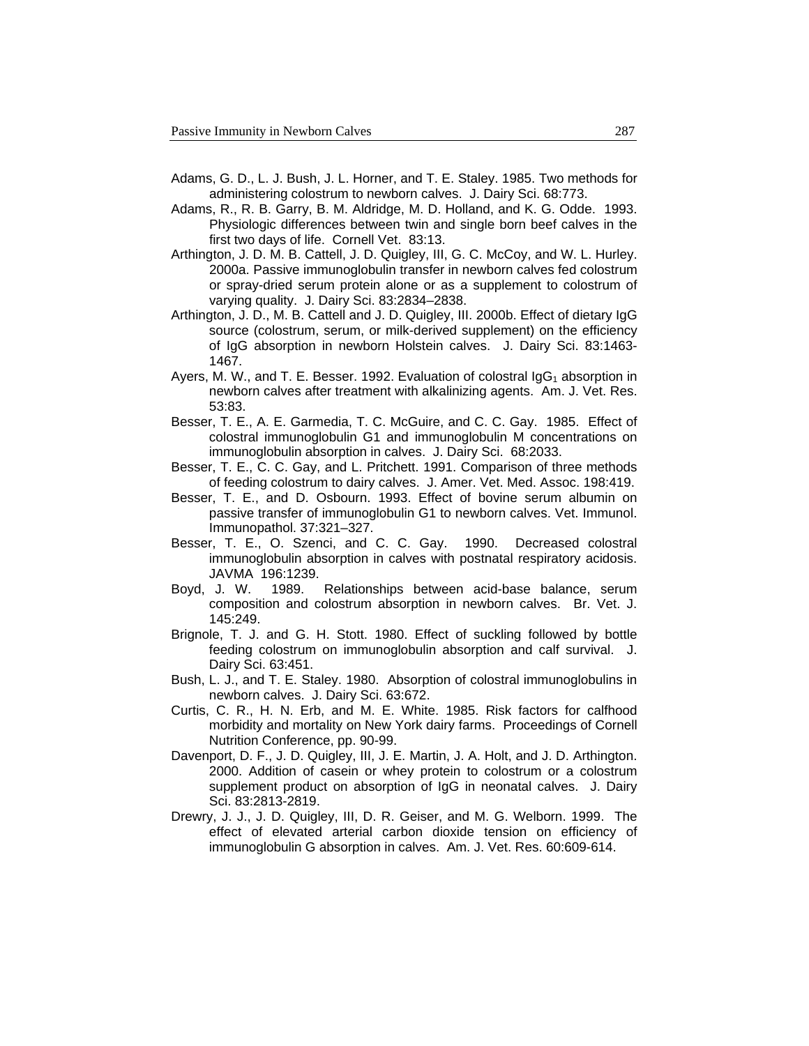Adams, G. D., L. J. Bush, J. L. Horner, and T. E. Staley. 1985. Two methods for administering colostrum to newborn calves. J. Dairy Sci. 68:773.

Adams, R., R. B. Garry, B. M. Aldridge, M. D. Holland, and K. G. Odde. 1993. Physiologic differences between twin and single born beef calves in the first two days of life. Cornell Vet. 83:13.

Arthington, J. D. M. B. Cattell, J. D. Quigley, III, G. C. McCoy, and W. L. Hurley. 2000a. Passive immunoglobulin transfer in newborn calves fed colostrum or spray-dried serum protein alone or as a supplement to colostrum of varying quality. J. Dairy Sci. 83:2834–2838.

Arthington, J. D., M. B. Cattell and J. D. Quigley, III. 2000b. Effect of dietary IgG source (colostrum, serum, or milk-derived supplement) on the efficiency of IgG absorption in newborn Holstein calves. J. Dairy Sci. 83:1463-1467.

Ayers, M. W., and T. E. Besser. 1992. Evaluation of colostral $IgG_1$ absorption in newborn calves after treatment with alkalinizing agents. Am. J. Vet. Res. 53:83.

Besser, T. E., A. E. Garmedia, T. C. McGuire, and C. C. Gay. 1985. Effect of colostral immunoglobulin G1 and immunoglobulin M concentrations on immunoglobulin absorption in calves. J. Dairy Sci. 68:2033.

Besser, T. E., C. C. Gay, and L. Pritchett. 1991. Comparison of three methods of feeding colostrum to dairy calves. J. Amer. Vet. Med. Assoc. 198:419.

Besser, T. E., and D. Osbourn. 1993. Effect of bovine serum albumin on passive transfer of immunoglobulin G1 to newborn calves. Vet. Immunol. Immunopathol. 37:321–327.

Besser, T. E., O. Szenci, and C. C. Gay. 1990. Decreased colostral immunoglobulin absorption in calves with postnatal respiratory acidosis. JAVMA 196:1239.

Boyd, J. W. 1989. Relationships between acid-base balance, serum composition and colostrum absorption in newborn calves. Br. Vet. J. 145:249.

Brignole, T. J. and G. H. Stott. 1980. Effect of suckling followed by bottle feeding colostrum on immunoglobulin absorption and calf survival. J. Dairy Sci. 63:451.

Bush, L. J., and T. E. Staley. 1980. Absorption of colostral immunoglobulins in newborn calves. J. Dairy Sci. 63:672.

Curtis, C. R., H. N. Erb, and M. E. White. 1985. Risk factors for calfhood morbidity and mortality on New York dairy farms. Proceedings of Cornell Nutrition Conference, pp. 90-99.

Davenport, D. F., J. D. Quigley, III, J. E. Martin, J. A. Holt, and J. D. Arthington. 2000. Addition of casein or whey protein to colostrum or a colostrum supplement product on absorption of IgG in neonatal calves. J. Dairy Sci. 83:2813-2819.

Drewry, J. J., J. D. Quigley, III, D. R. Geiser, and M. G. Welborn. 1999. The effect of elevated arterial carbon dioxide tension on efficiency of immunoglobulin G absorption in calves. Am. J. Vet. Res. 60:609-614.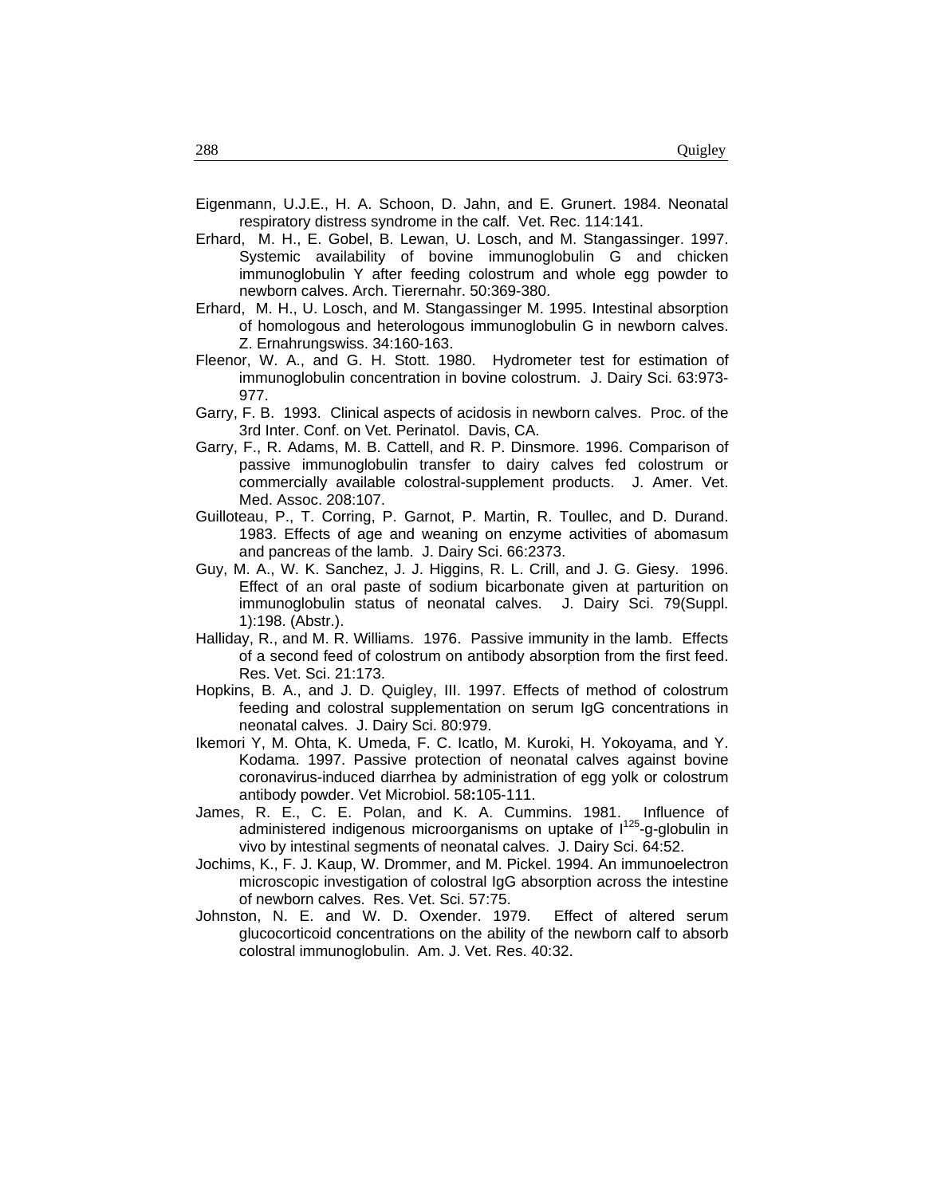Eigenmann, U.J.E., H. A. Schoon, D. Jahn, and E. Grunert. 1984. Neonatal respiratory distress syndrome in the calf. Vet. Rec. 114:141.

Erhard, M. H., E. Gobel, B. Lewan, U. Losch, and M. Stangassinger. 1997. Systemic availability of bovine immunoglobulin G and chicken immunoglobulin Y after feeding colostrum and whole egg powder to newborn calves. Arch. Tierernahr. 50:369-380.

Erhard, M. H., U. Losch, and M. Stangassinger M. 1995. Intestinal absorption of homologous and heterologous immunoglobulin G in newborn calves. Z. Ernahrungswiss. 34:160-163.

Fleenor, W. A., and G. H. Stott. 1980. Hydrometer test for estimation of immunoglobulin concentration in bovine colostrum. J. Dairy Sci. 63:973-977.

Garry, F. B. 1993. Clinical aspects of acidosis in newborn calves. Proc. of the 3rd Inter. Conf. on Vet. Perinatol. Davis, CA.

Garry, F., R. Adams, M. B. Cattell, and R. P. Dinsmore. 1996. Comparison of passive immunoglobulin transfer to dairy calves fed colostrum or commercially available colostral-supplement products. J. Amer. Vet. Med. Assoc. 208:107.

Guilloteau, P., T. Corring, P. Garnot, P. Martin, R. Toullec, and D. Durand. 1983. Effects of age and weaning on enzyme activities of abomasum and pancreas of the lamb. J. Dairy Sci. 66:2373.

Guy, M. A., W. K. Sanchez, J. J. Higgins, R. L. Crill, and J. G. Giesy. 1996. Effect of an oral paste of sodium bicarbonate given at parturition on immunoglobulin status of neonatal calves. J. Dairy Sci. 79(Suppl. 1):198. (Abstr.).

Halliday, R., and M. R. Williams. 1976. Passive immunity in the lamb. Effects of a second feed of colostrum on antibody absorption from the first feed. Res. Vet. Sci. 21:173.

Hopkins, B. A., and J. D. Quigley, III. 1997. Effects of method of colostrum feeding and colostral supplementation on serum IgG concentrations in neonatal calves. J. Dairy Sci. 80:979.

Ikemori Y, M. Ohta, K. Umeda, F. C. Icatlo, M. Kuroki, H. Yokoyama, and Y. Kodama. 1997. Passive protection of neonatal calves against bovine coronavirus-induced diarrhea by administration of egg yolk or colostrum antibody powder. Vet Microbiol. 58**:**105-111.

James, R. E., C. E. Polan, and K. A. Cummins. 1981. Influence of administered indigenous microorganisms on uptake of $I^{125}$-g-globulin in vivo by intestinal segments of neonatal calves. J. Dairy Sci. 64:52.

Jochims, K., F. J. Kaup, W. Drommer, and M. Pickel. 1994. An immunoelectron microscopic investigation of colostral IgG absorption across the intestine of newborn calves. Res. Vet. Sci. 57:75.

Johnston, N. E. and W. D. Oxender. 1979. Effect of altered serum glucocorticoid concentrations on the ability of the newborn calf to absorb colostral immunoglobulin. Am. J. Vet. Res. 40:32.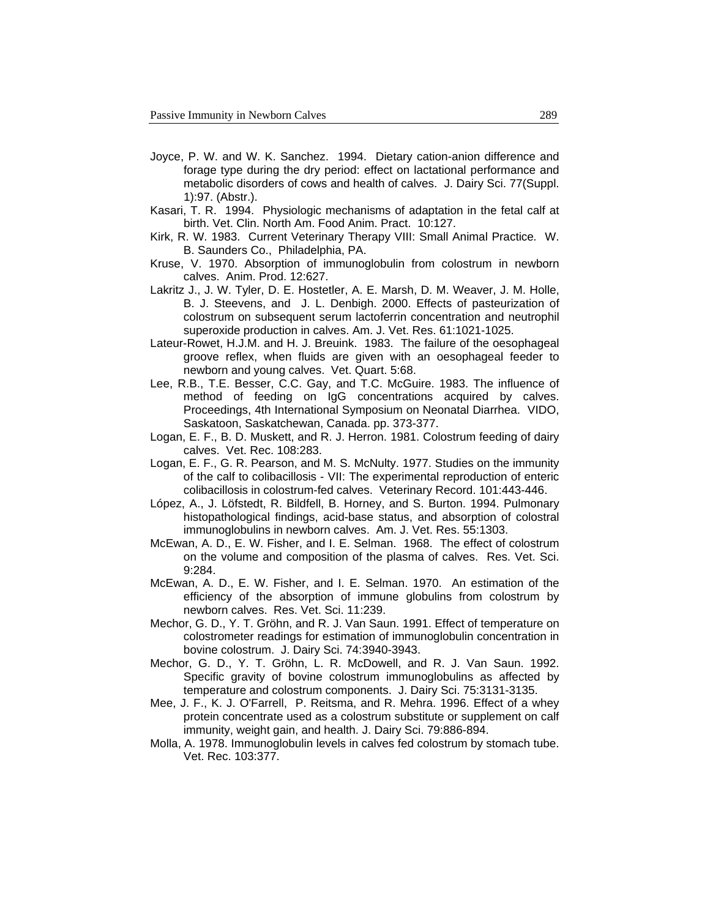Joyce, P. W. and W. K. Sanchez. 1994. Dietary cation-anion difference and forage type during the dry period: effect on lactational performance and metabolic disorders of cows and health of calves. J. Dairy Sci. 77(Suppl. 1):97. (Abstr.).

Kasari, T. R. 1994. Physiologic mechanisms of adaptation in the fetal calf at birth. Vet. Clin. North Am. Food Anim. Pract. 10:127.

Kirk, R. W. 1983. Current Veterinary Therapy VIII: Small Animal Practice. W. B. Saunders Co., Philadelphia, PA.

Kruse, V. 1970. Absorption of immunoglobulin from colostrum in newborn calves. Anim. Prod. 12:627.

Lakritz J., J. W. Tyler, D. E. Hostetler, A. E. Marsh, D. M. Weaver, J. M. Holle, B. J. Steevens, and J. L. Denbigh. 2000. Effects of pasteurization of colostrum on subsequent serum lactoferrin concentration and neutrophil superoxide production in calves. Am. J. Vet. Res. 61:1021-1025.

Lateur-Rowet, H.J.M. and H. J. Breuink. 1983. The failure of the oesophageal groove reflex, when fluids are given with an oesophageal feeder to newborn and young calves. Vet. Quart. 5:68.

Lee, R.B., T.E. Besser, C.C. Gay, and T.C. McGuire. 1983. The influence of method of feeding on IgG concentrations acquired by calves. Proceedings, 4th International Symposium on Neonatal Diarrhea. VIDO, Saskatoon, Saskatchewan, Canada. pp. 373-377.

Logan, E. F., B. D. Muskett, and R. J. Herron. 1981. Colostrum feeding of dairy calves. Vet. Rec. 108:283.

Logan, E. F., G. R. Pearson, and M. S. McNulty. 1977. Studies on the immunity of the calf to colibacillosis - VII: The experimental reproduction of enteric colibacillosis in colostrum-fed calves. Veterinary Record. 101:443-446.

López, A., J. Löfstedt, R. Bildfell, B. Horney, and S. Burton. 1994. Pulmonary histopathological findings, acid-base status, and absorption of colostral immunoglobulins in newborn calves. Am. J. Vet. Res. 55:1303.

McEwan, A. D., E. W. Fisher, and I. E. Selman. 1968. The effect of colostrum on the volume and composition of the plasma of calves. Res. Vet. Sci. 9:284.

McEwan, A. D., E. W. Fisher, and I. E. Selman. 1970. An estimation of the efficiency of the absorption of immune globulins from colostrum by newborn calves. Res. Vet. Sci. 11:239.

Mechor, G. D., Y. T. Gröhn, and R. J. Van Saun. 1991. Effect of temperature on colostrometer readings for estimation of immunoglobulin concentration in bovine colostrum. J. Dairy Sci. 74:3940-3943.

Mechor, G. D., Y. T. Gröhn, L. R. McDowell, and R. J. Van Saun. 1992. Specific gravity of bovine colostrum immunoglobulins as affected by temperature and colostrum components. J. Dairy Sci. 75:3131-3135.

Mee, J. F., K. J. O'Farrell, P. Reitsma, and R. Mehra. 1996. Effect of a whey protein concentrate used as a colostrum substitute or supplement on calf immunity, weight gain, and health. J. Dairy Sci. 79:886-894.

Molla, A. 1978. Immunoglobulin levels in calves fed colostrum by stomach tube. Vet. Rec. 103:377.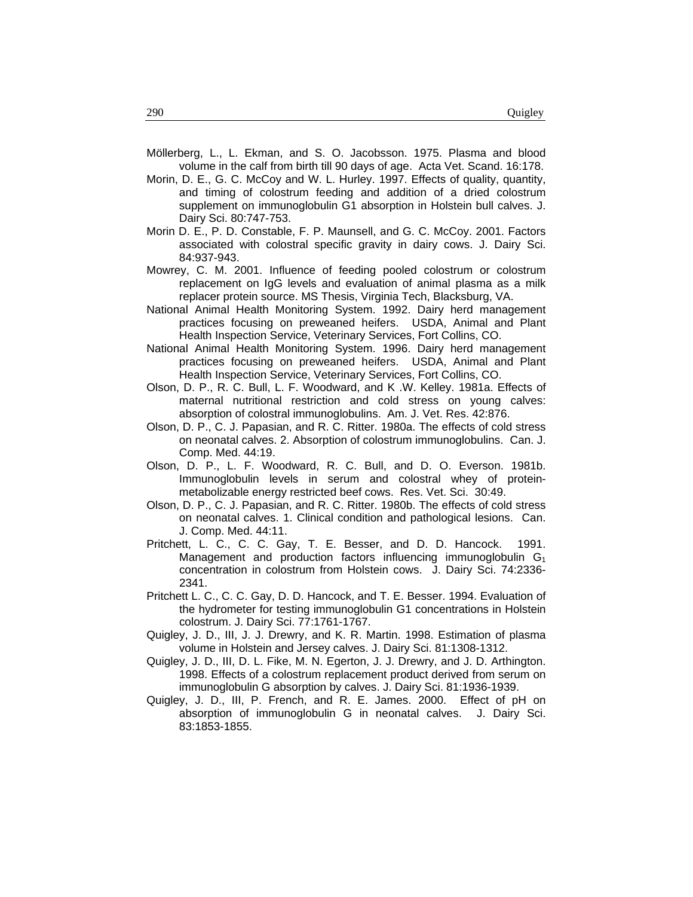Möllerberg, L., L. Ekman, and S. O. Jacobsson. 1975. Plasma and blood volume in the calf from birth till 90 days of age. Acta Vet. Scand. 16:178.

Morin, D. E., G. C. McCoy and W. L. Hurley. 1997. Effects of quality, quantity, and timing of colostrum feeding and addition of a dried colostrum supplement on immunoglobulin G1 absorption in Holstein bull calves. J. Dairy Sci. 80:747-753.

Morin D. E., P. D. Constable, F. P. Maunsell, and G. C. McCoy. 2001. Factors associated with colostral specific gravity in dairy cows. J. Dairy Sci. 84:937-943.

Mowrey, C. M. 2001. Influence of feeding pooled colostrum or colostrum replacement on IgG levels and evaluation of animal plasma as a milk replacer protein source. MS Thesis, Virginia Tech, Blacksburg, VA.

National Animal Health Monitoring System. 1992. Dairy herd management practices focusing on preweaned heifers. USDA, Animal and Plant Health Inspection Service, Veterinary Services, Fort Collins, CO.

National Animal Health Monitoring System. 1996. Dairy herd management practices focusing on preweaned heifers. USDA, Animal and Plant Health Inspection Service, Veterinary Services, Fort Collins, CO.

Olson, D. P., R. C. Bull, L. F. Woodward, and K .W. Kelley. 1981a. Effects of maternal nutritional restriction and cold stress on young calves: absorption of colostral immunoglobulins. Am. J. Vet. Res. 42:876.

Olson, D. P., C. J. Papasian, and R. C. Ritter. 1980a. The effects of cold stress on neonatal calves. 2. Absorption of colostrum immunoglobulins. Can. J. Comp. Med. 44:19.

Olson, D. P., L. F. Woodward, R. C. Bull, and D. O. Everson. 1981b. Immunoglobulin levels in serum and colostral whey of protein-metabolizable energy restricted beef cows. Res. Vet. Sci. 30:49.

Olson, D. P., C. J. Papasian, and R. C. Ritter. 1980b. The effects of cold stress on neonatal calves. 1. Clinical condition and pathological lesions. Can. J. Comp. Med. 44:11.

Pritchett, L. C., C. C. Gay, T. E. Besser, and D. D. Hancock. 1991. Management and production factors influencing immunoglobulin $G_1$ concentration in colostrum from Holstein cows. J. Dairy Sci. 74:2336-2341.

Pritchett L. C., C. C. Gay, D. D. Hancock, and T. E. Besser. 1994. Evaluation of the hydrometer for testing immunoglobulin G1 concentrations in Holstein colostrum. J. Dairy Sci. 77:1761-1767.

Quigley, J. D., III, J. J. Drewry, and K. R. Martin. 1998. Estimation of plasma volume in Holstein and Jersey calves. J. Dairy Sci. 81:1308-1312.

Quigley, J. D., III, D. L. Fike, M. N. Egerton, J. J. Drewry, and J. D. Arthington. 1998. Effects of a colostrum replacement product derived from serum on immunoglobulin G absorption by calves. J. Dairy Sci. 81:1936-1939.

Quigley, J. D., III, P. French, and R. E. James. 2000. Effect of pH on absorption of immunoglobulin G in neonatal calves. J. Dairy Sci. 83:1853-1855.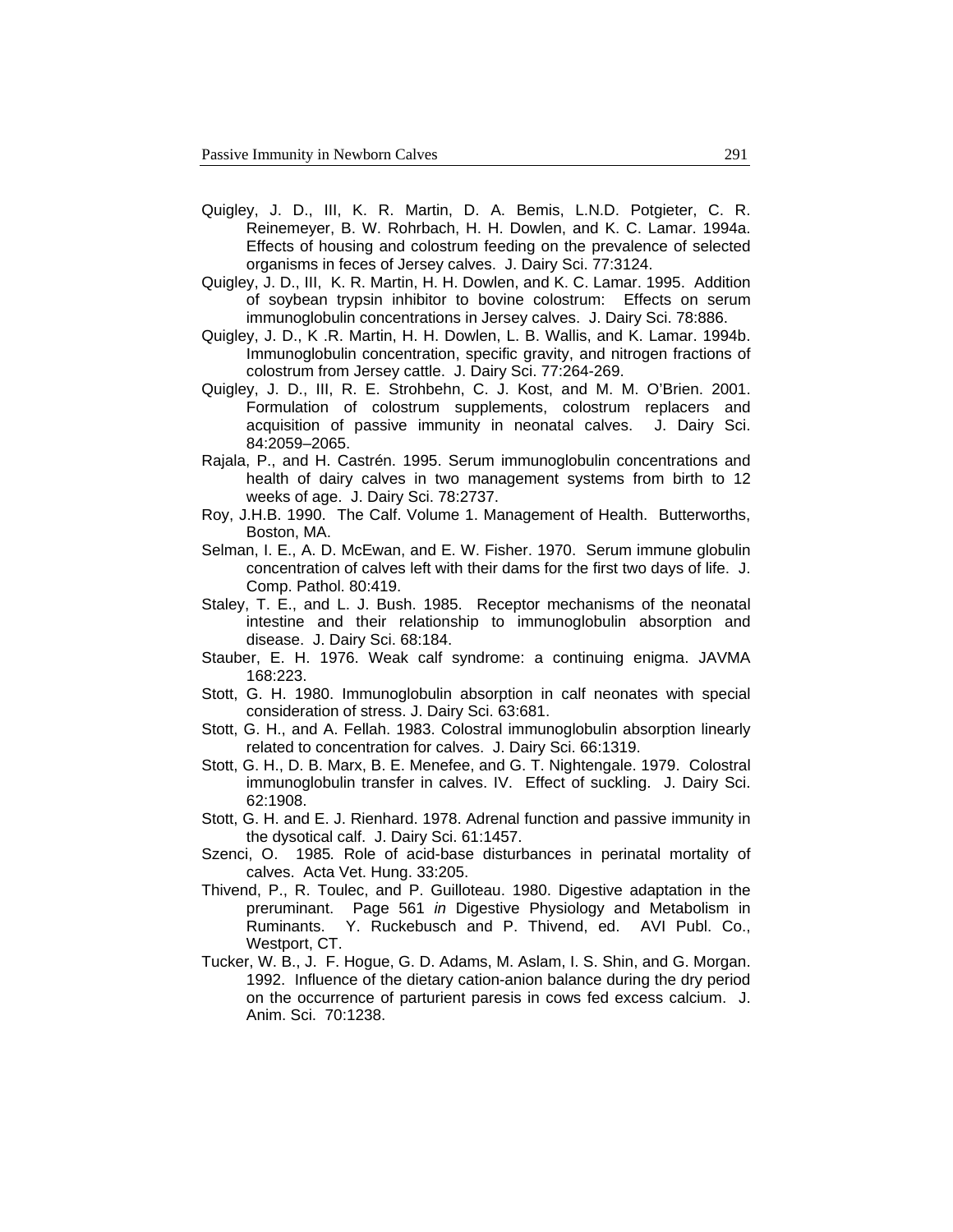Quigley, J. D., III, K. R. Martin, D. A. Bemis, L.N.D. Potgieter, C. R. Reinemeyer, B. W. Rohrbach, H. H. Dowlen, and K. C. Lamar. 1994a. Effects of housing and colostrum feeding on the prevalence of selected organisms in feces of Jersey calves. J. Dairy Sci. 77:3124.

Quigley, J. D., III, K. R. Martin, H. H. Dowlen, and K. C. Lamar. 1995. Addition of soybean trypsin inhibitor to bovine colostrum: Effects on serum immunoglobulin concentrations in Jersey calves. J. Dairy Sci. 78:886.

Quigley, J. D., K .R. Martin, H. H. Dowlen, L. B. Wallis, and K. Lamar. 1994b. Immunoglobulin concentration, specific gravity, and nitrogen fractions of colostrum from Jersey cattle. J. Dairy Sci. 77:264-269.

Quigley, J. D., III, R. E. Strohbehn, C. J. Kost, and M. M. O'Brien. 2001. Formulation of colostrum supplements, colostrum replacers and acquisition of passive immunity in neonatal calves. J. Dairy Sci. 84:2059–2065.

Rajala, P., and H. Castrén. 1995. Serum immunoglobulin concentrations and health of dairy calves in two management systems from birth to 12 weeks of age. J. Dairy Sci. 78:2737.

Roy, J.H.B. 1990. The Calf. Volume 1. Management of Health. Butterworths, Boston, MA.

Selman, I. E., A. D. McEwan, and E. W. Fisher. 1970. Serum immune globulin concentration of calves left with their dams for the first two days of life. J. Comp. Pathol. 80:419.

Staley, T. E., and L. J. Bush. 1985. Receptor mechanisms of the neonatal intestine and their relationship to immunoglobulin absorption and disease. J. Dairy Sci. 68:184.

Stauber, E. H. 1976. Weak calf syndrome: a continuing enigma. JAVMA 168:223.

Stott, G. H. 1980. Immunoglobulin absorption in calf neonates with special consideration of stress. J. Dairy Sci. 63:681.

Stott, G. H., and A. Fellah. 1983. Colostral immunoglobulin absorption linearly related to concentration for calves. J. Dairy Sci. 66:1319.

Stott, G. H., D. B. Marx, B. E. Menefee, and G. T. Nightengale. 1979. Colostral immunoglobulin transfer in calves. IV. Effect of suckling. J. Dairy Sci. 62:1908.

Stott, G. H. and E. J. Rienhard. 1978. Adrenal function and passive immunity in the dysotical calf. J. Dairy Sci. 61:1457.

Szenci, O. 1985*.* Role of acid-base disturbances in perinatal mortality of calves. Acta Vet. Hung. 33:205.

Thivend, P., R. Toulec, and P. Guilloteau. 1980. Digestive adaptation in the preruminant. Page 561 *in* Digestive Physiology and Metabolism in Ruminants. Y. Ruckebusch and P. Thivend, ed. AVI Publ. Co., Westport, CT.

Tucker, W. B., J. F. Hogue, G. D. Adams, M. Aslam, I. S. Shin, and G. Morgan. 1992. Influence of the dietary cation-anion balance during the dry period on the occurrence of parturient paresis in cows fed excess calcium. J. Anim. Sci. 70:1238.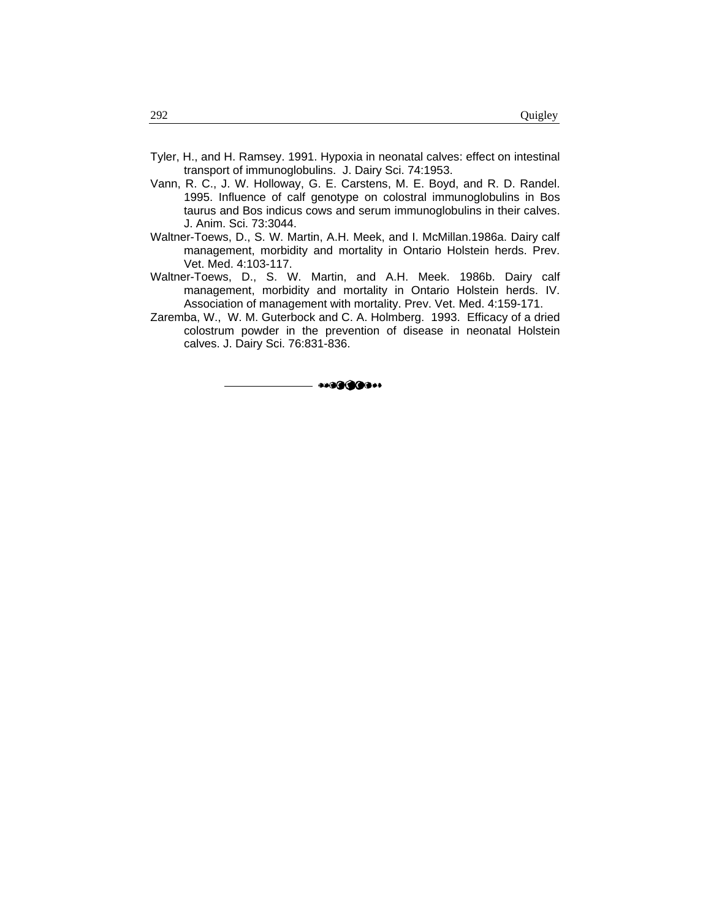Tyler, H., and H. Ramsey. 1991. Hypoxia in neonatal calves: effect on intestinal transport of immunoglobulins. J. Dairy Sci. 74:1953.

Vann, R. C., J. W. Holloway, G. E. Carstens, M. E. Boyd, and R. D. Randel. 1995. Influence of calf genotype on colostral immunoglobulins in Bos taurus and Bos indicus cows and serum immunoglobulins in their calves. J. Anim. Sci. 73:3044.

Waltner-Toews, D., S. W. Martin, A.H. Meek, and I. McMillan.1986a. Dairy calf management, morbidity and mortality in Ontario Holstein herds. Prev. Vet. Med. 4:103-117.

Waltner-Toews, D., S. W. Martin, and A.H. Meek. 1986b. Dairy calf management, morbidity and mortality in Ontario Holstein herds. IV. Association of management with mortality. Prev. Vet. Med. 4:159-171.

Zaremba, W., W. M. Guterbock and C. A. Holmberg. 1993. Efficacy of a dried colostrum powder in the prevention of disease in neonatal Holstein calves. J. Dairy Sci. 76:831-836.